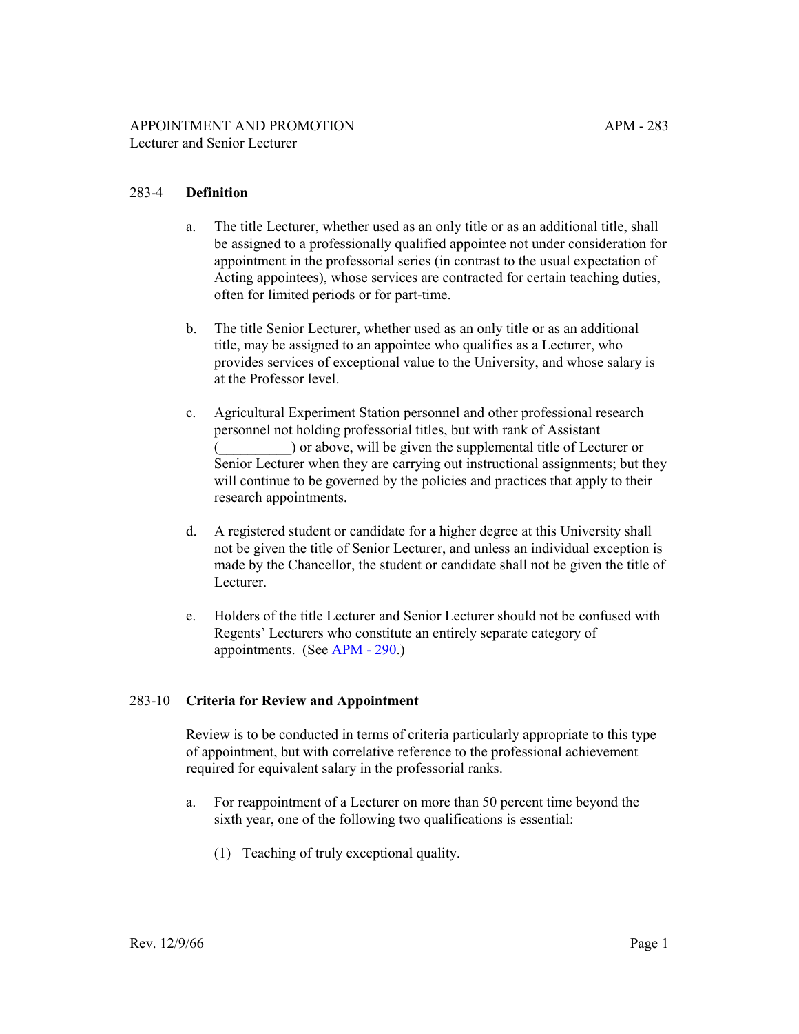APPOINTMENT AND PROMOTION
Lecturer and Senior Lecturer

APM - 283

## 283-4 Definition

a. The title Lecturer, whether used as an only title or as an additional title, shall be assigned to a professionally qualified appointee not under consideration for appointment in the professorial series (in contrast to the usual expectation of Acting appointees), whose services are contracted for certain teaching duties, often for limited periods or for part-time.

b. The title Senior Lecturer, whether used as an only title or as an additional title, may be assigned to an appointee who qualifies as a Lecturer, who provides services of exceptional value to the University, and whose salary is at the Professor level.

c. Agricultural Experiment Station personnel and other professional research personnel not holding professorial titles, but with rank of Assistant (__________) or above, will be given the supplemental title of Lecturer or Senior Lecturer when they are carrying out instructional assignments; but they will continue to be governed by the policies and practices that apply to their research appointments.

d. A registered student or candidate for a higher degree at this University shall not be given the title of Senior Lecturer, and unless an individual exception is made by the Chancellor, the student or candidate shall not be given the title of Lecturer.

e. Holders of the title Lecturer and Senior Lecturer should not be confused with Regents' Lecturers who constitute an entirely separate category of appointments. (See APM - 290.)

## 283-10 Criteria for Review and Appointment

Review is to be conducted in terms of criteria particularly appropriate to this type of appointment, but with correlative reference to the professional achievement required for equivalent salary in the professorial ranks.

a. For reappointment of a Lecturer on more than 50 percent time beyond the sixth year, one of the following two qualifications is essential:

   (1) Teaching of truly exceptional quality.

Rev. 12/9/66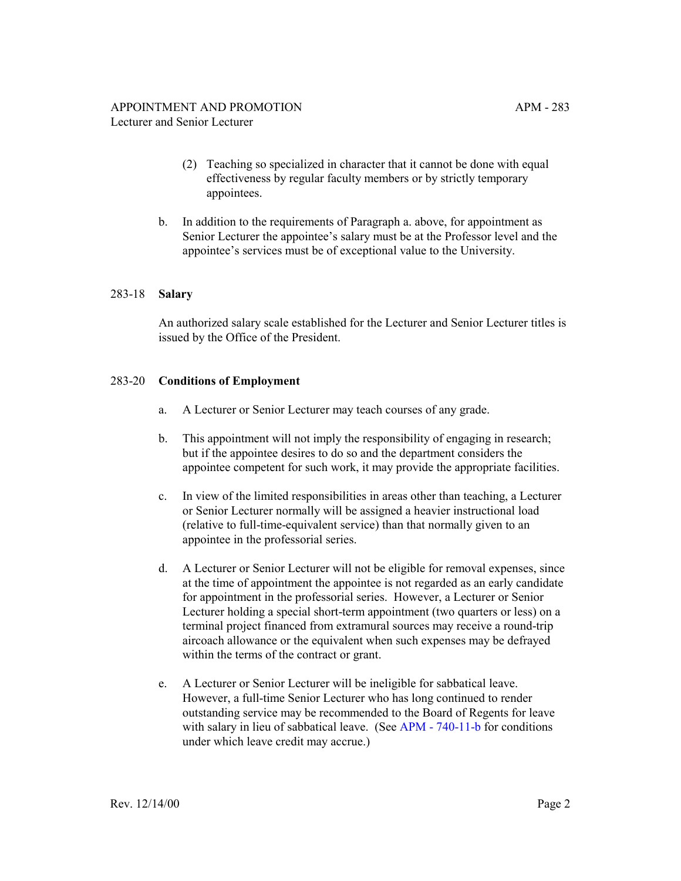(2) Teaching so specialized in character that it cannot be done with equal effectiveness by regular faculty members or by strictly temporary appointees.

b. In addition to the requirements of Paragraph a. above, for appointment as Senior Lecturer the appointee's salary must be at the Professor level and the appointee's services must be of exceptional value to the University.

## 283-18 Salary

An authorized salary scale established for the Lecturer and Senior Lecturer titles is issued by the Office of the President.

## 283-20 Conditions of Employment

a. A Lecturer or Senior Lecturer may teach courses of any grade.

b. This appointment will not imply the responsibility of engaging in research; but if the appointee desires to do so and the department considers the appointee competent for such work, it may provide the appropriate facilities.

c. In view of the limited responsibilities in areas other than teaching, a Lecturer or Senior Lecturer normally will be assigned a heavier instructional load (relative to full-time-equivalent service) than that normally given to an appointee in the professorial series.

d. A Lecturer or Senior Lecturer will not be eligible for removal expenses, since at the time of appointment the appointee is not regarded as an early candidate for appointment in the professorial series. However, a Lecturer or Senior Lecturer holding a special short-term appointment (two quarters or less) on a terminal project financed from extramural sources may receive a round-trip aircoach allowance or the equivalent when such expenses may be defrayed within the terms of the contract or grant.

e. A Lecturer or Senior Lecturer will be ineligible for sabbatical leave. However, a full-time Senior Lecturer who has long continued to render outstanding service may be recommended to the Board of Regents for leave with salary in lieu of sabbatical leave. (See APM - 740-11-b for conditions under which leave credit may accrue.)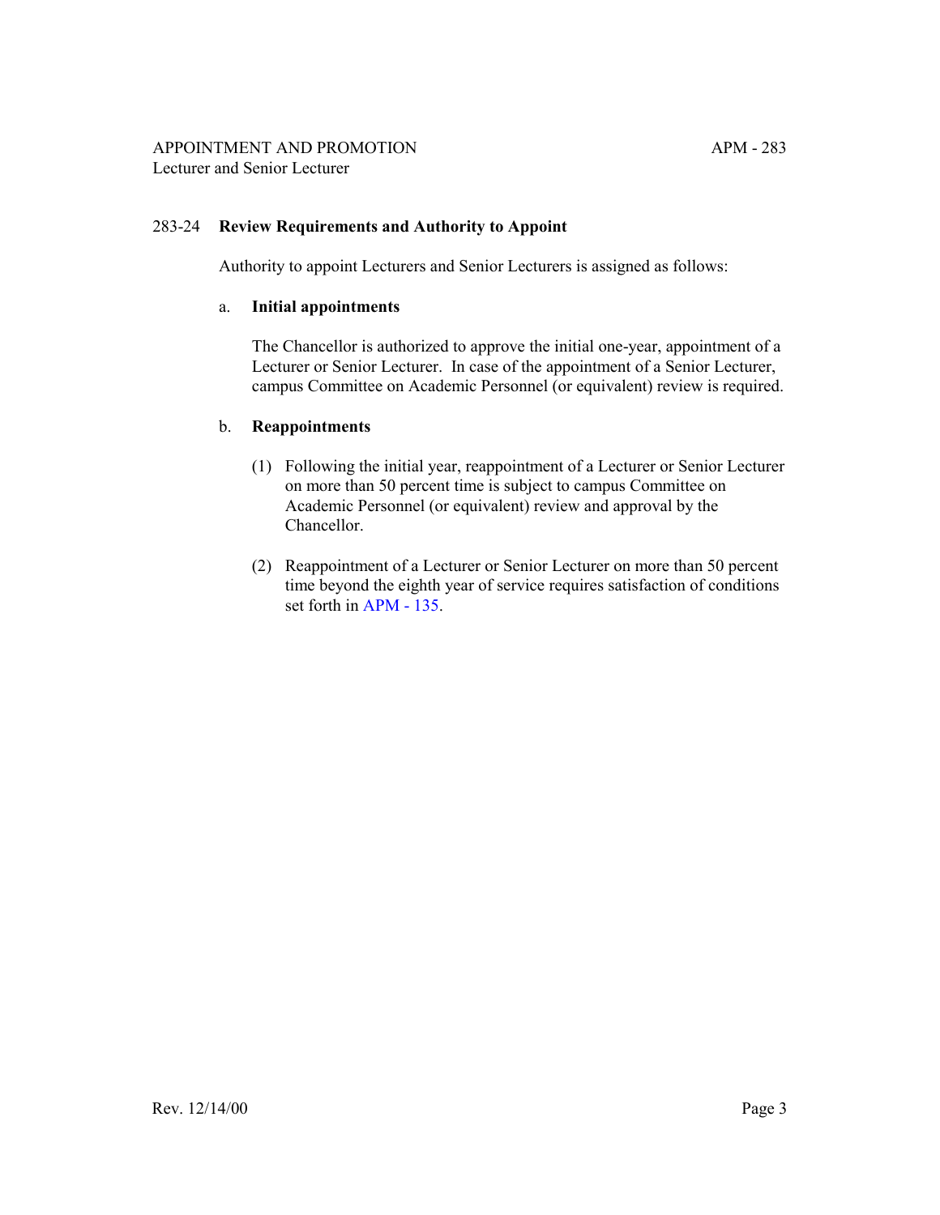## 283-24 Review Requirements and Authority to Appoint

Authority to appoint Lecturers and Senior Lecturers is assigned as follows:

### a. Initial appointments

The Chancellor is authorized to approve the initial one-year, appointment of a Lecturer or Senior Lecturer. In case of the appointment of a Senior Lecturer, campus Committee on Academic Personnel (or equivalent) review is required.

### b. Reappointments

(1) Following the initial year, reappointment of a Lecturer or Senior Lecturer on more than 50 percent time is subject to campus Committee on Academic Personnel (or equivalent) review and approval by the Chancellor.

(2) Reappointment of a Lecturer or Senior Lecturer on more than 50 percent time beyond the eighth year of service requires satisfaction of conditions set forth in APM - 135.